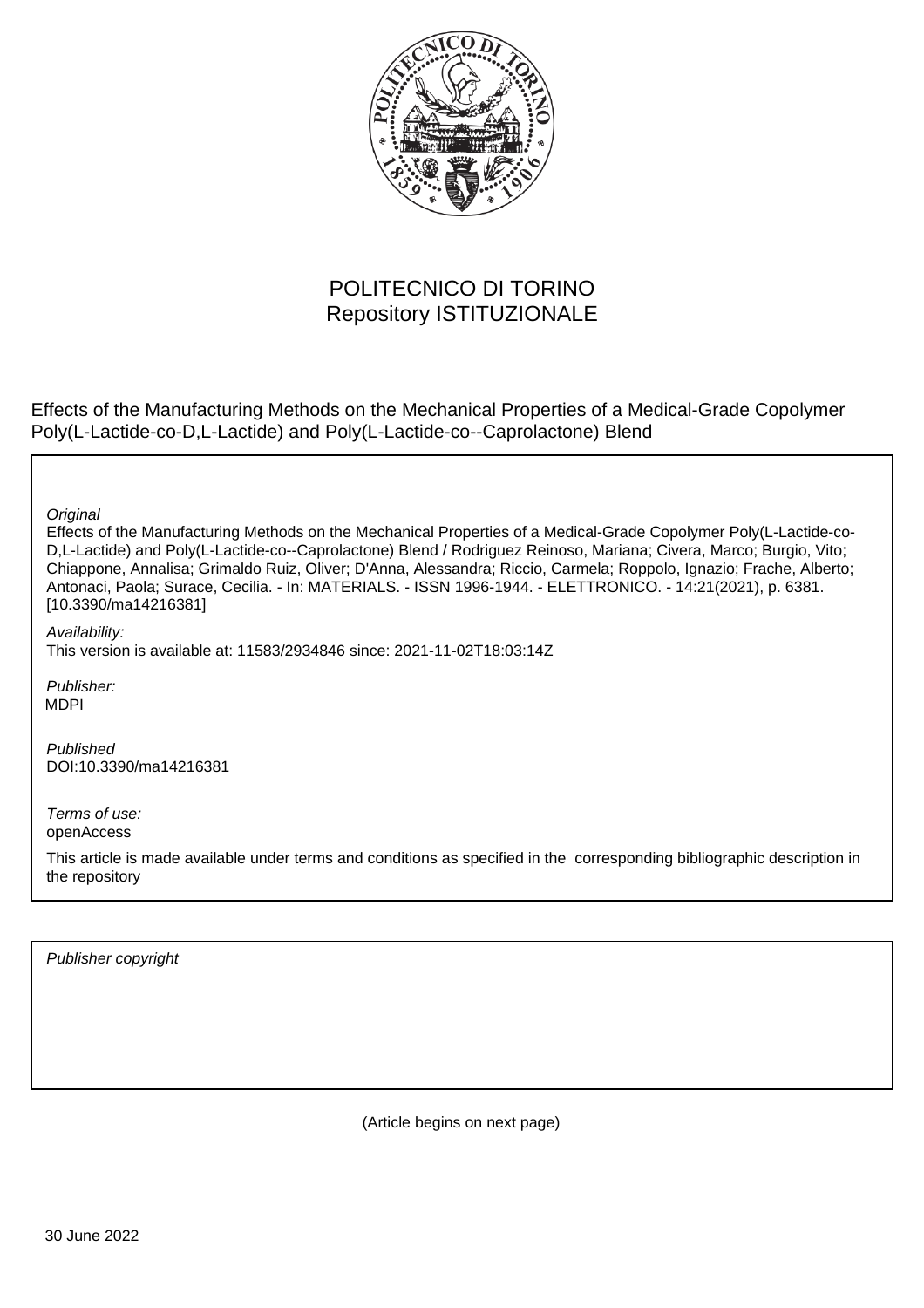POLITECNICO DI TORINO
Repository ISTITUZIONALE

Effects of the Manufacturing Methods on the Mechanical Properties of a Medical-Grade Copolymer Poly(L-Lactide-co-D,L-Lactide) and Poly(L-Lactide-co--Caprolactone) Blend

*Original*

Effects of the Manufacturing Methods on the Mechanical Properties of a Medical-Grade Copolymer Poly(L-Lactide-co-D,L-Lactide) and Poly(L-Lactide-co--Caprolactone) Blend / Rodriguez Reinoso, Mariana; Civera, Marco; Burgio, Vito; Chiappone, Annalisa; Grimaldo Ruiz, Oliver; D'Anna, Alessandra; Riccio, Carmela; Roppolo, Ignazio; Frache, Alberto; Antonaci, Paola; Surace, Cecilia. - In: MATERIALS. - ISSN 1996-1944. - ELETTRONICO. - 14:21(2021), p. 6381. [10.3390/ma14216381]

*Availability:*

This version is available at: 11583/2934846 since: 2021-11-02T18:03:14Z

*Publisher:*

MDPI

*Published*

DOI:10.3390/ma14216381

*Terms of use:*

openAccess

This article is made available under terms and conditions as specified in the corresponding bibliographic description in the repository

*Publisher copyright*

(Article begins on next page)

30 June 2022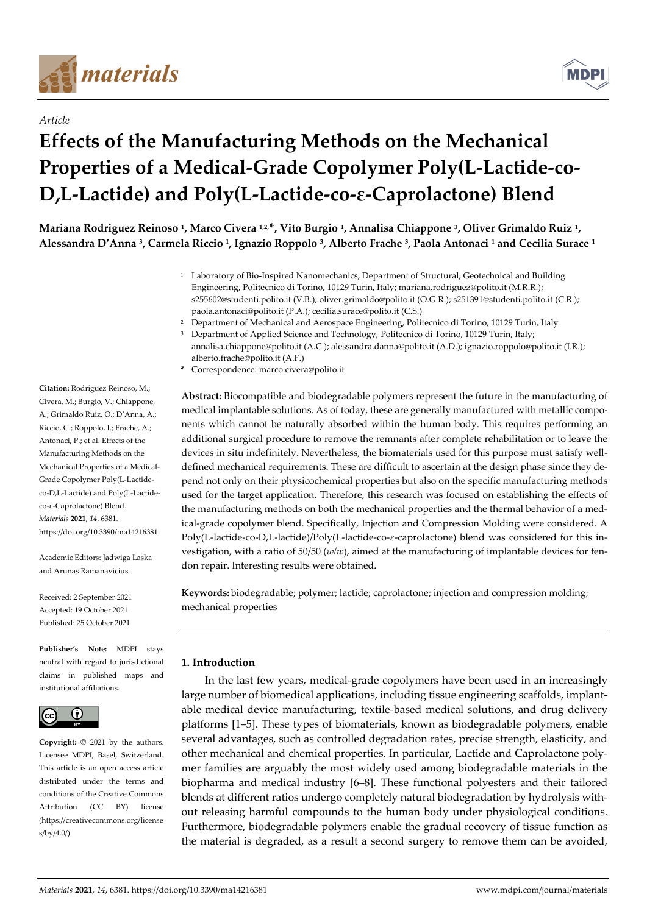# materials

*Article*

# Effects of the Manufacturing Methods on the Mechanical Properties of a Medical-Grade Copolymer Poly(L-Lactide-co-D,L-Lactide) and Poly(L-Lactide-co-ε-Caprolactone) Blend

**Mariana Rodriguez Reinoso [1], Marco Civera [1,2,*], Vito Burgio [1], Annalisa Chiappone [3], Oliver Grimaldo Ruiz [1], Alessandra D'Anna [3], Carmela Riccio [1], Ignazio Roppolo [3], Alberto Frache [3], Paola Antonaci [1] and Cecilia Surace [1]**

[1] Laboratory of Bio-Inspired Nanomechanics, Department of Structural, Geotechnical and Building Engineering, Politecnico di Torino, 10129 Turin, Italy; mariana.rodriguez@polito.it (M.R.R.); s255602@studenti.polito.it (V.B.); oliver.grimaldo@polito.it (O.G.R.); s251391@studenti.polito.it (C.R.); paola.antonaci@polito.it (P.A.); cecilia.surace@polito.it (C.S.)

[2] Department of Mechanical and Aerospace Engineering, Politecnico di Torino, 10129 Turin, Italy

[3] Department of Applied Science and Technology, Politecnico di Torino, 10129 Turin, Italy; annalisa.chiappone@polito.it (A.C.); alessandra.danna@polito.it (A.D.); ignazio.roppolo@polito.it (I.R.); alberto.frache@polito.it (A.F.)

\* Correspondence: marco.civera@polito.it

**Citation:** Rodriguez Reinoso, M.; Civera, M.; Burgio, V.; Chiappone, A.; Grimaldo Ruiz, O.; D'Anna, A.; Riccio, C.; Roppolo, I.; Frache, A.; Antonaci, P.; et al. Effects of the Manufacturing Methods on the Mechanical Properties of a Medical-Grade Copolymer Poly(L-Lactide-co-D,L-Lactide) and Poly(L-Lactide-co-ε-Caprolactone) Blend. *Materials* **2021**, *14*, 6381. https://doi.org/10.3390/ma14216381

Academic Editors: Jadwiga Laska and Arunas Ramanavicius

Received: 2 September 2021
Accepted: 19 October 2021
Published: 25 October 2021

**Publisher's Note:** MDPI stays neutral with regard to jurisdictional claims in published maps and institutional affiliations.

**Copyright:** © 2021 by the authors. Licensee MDPI, Basel, Switzerland. This article is an open access article distributed under the terms and conditions of the Creative Commons Attribution (CC BY) license (https://creativecommons.org/licenses/by/4.0/).

**Abstract:** Biocompatible and biodegradable polymers represent the future in the manufacturing of medical implantable solutions. As of today, these are generally manufactured with metallic components which cannot be naturally absorbed within the human body. This requires performing an additional surgical procedure to remove the remnants after complete rehabilitation or to leave the devices in situ indefinitely. Nevertheless, the biomaterials used for this purpose must satisfy well-defined mechanical requirements. These are difficult to ascertain at the design phase since they depend not only on their physicochemical properties but also on the specific manufacturing methods used for the target application. Therefore, this research was focused on establishing the effects of the manufacturing methods on both the mechanical properties and the thermal behavior of a medical-grade copolymer blend. Specifically, Injection and Compression Molding were considered. A Poly(L-lactide-co-D,L-lactide)/Poly(L-lactide-co-ε-caprolactone) blend was considered for this investigation, with a ratio of 50/50 (*w/w*), aimed at the manufacturing of implantable devices for tendon repair. Interesting results were obtained.

**Keywords:** biodegradable; polymer; lactide; caprolactone; injection and compression molding; mechanical properties

## 1. Introduction

In the last few years, medical-grade copolymers have been used in an increasingly large number of biomedical applications, including tissue engineering scaffolds, implantable medical device manufacturing, textile-based medical solutions, and drug delivery platforms [1–5]. These types of biomaterials, known as biodegradable polymers, enable several advantages, such as controlled degradation rates, precise strength, elasticity, and other mechanical and chemical properties. In particular, Lactide and Caprolactone polymer families are arguably the most widely used among biodegradable materials in the biopharma and medical industry [6–8]. These functional polyesters and their tailored blends at different ratios undergo completely natural biodegradation by hydrolysis without releasing harmful compounds to the human body under physiological conditions. Furthermore, biodegradable polymers enable the gradual recovery of tissue function as the material is degraded, as a result a second surgery to remove them can be avoided,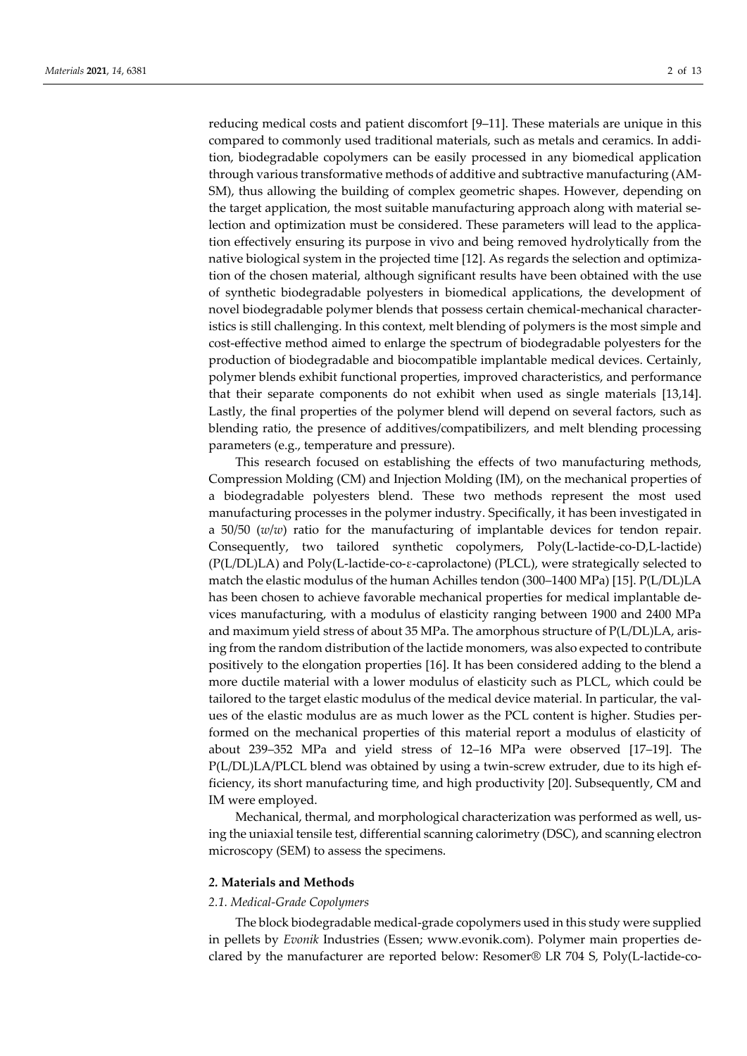reducing medical costs and patient discomfort [9–11]. These materials are unique in this compared to commonly used traditional materials, such as metals and ceramics. In addition, biodegradable copolymers can be easily processed in any biomedical application through various transformative methods of additive and subtractive manufacturing (AM-SM), thus allowing the building of complex geometric shapes. However, depending on the target application, the most suitable manufacturing approach along with material selection and optimization must be considered. These parameters will lead to the application effectively ensuring its purpose in vivo and being removed hydrolytically from the native biological system in the projected time [12]. As regards the selection and optimization of the chosen material, although significant results have been obtained with the use of synthetic biodegradable polyesters in biomedical applications, the development of novel biodegradable polymer blends that possess certain chemical-mechanical characteristics is still challenging. In this context, melt blending of polymers is the most simple and cost-effective method aimed to enlarge the spectrum of biodegradable polyesters for the production of biodegradable and biocompatible implantable medical devices. Certainly, polymer blends exhibit functional properties, improved characteristics, and performance that their separate components do not exhibit when used as single materials [13,14]. Lastly, the final properties of the polymer blend will depend on several factors, such as blending ratio, the presence of additives/compatibilizers, and melt blending processing parameters (e.g., temperature and pressure).

This research focused on establishing the effects of two manufacturing methods, Compression Molding (CM) and Injection Molding (IM), on the mechanical properties of a biodegradable polyesters blend. These two methods represent the most used manufacturing processes in the polymer industry. Specifically, it has been investigated in a 50/50 (*w*/*w*) ratio for the manufacturing of implantable devices for tendon repair. Consequently, two tailored synthetic copolymers, Poly(L-lactide-co-D,L-lactide) (P(L/DL)LA) and Poly(L-lactide-co-ε-caprolactone) (PLCL), were strategically selected to match the elastic modulus of the human Achilles tendon (300–1400 MPa) [15]. P(L/DL)LA has been chosen to achieve favorable mechanical properties for medical implantable devices manufacturing, with a modulus of elasticity ranging between 1900 and 2400 MPa and maximum yield stress of about 35 MPa. The amorphous structure of P(L/DL)LA, arising from the random distribution of the lactide monomers, was also expected to contribute positively to the elongation properties [16]. It has been considered adding to the blend a more ductile material with a lower modulus of elasticity such as PLCL, which could be tailored to the target elastic modulus of the medical device material. In particular, the values of the elastic modulus are as much lower as the PCL content is higher. Studies performed on the mechanical properties of this material report a modulus of elasticity of about 239–352 MPa and yield stress of 12–16 MPa were observed [17–19]. The P(L/DL)LA/PLCL blend was obtained by using a twin-screw extruder, due to its high efficiency, its short manufacturing time, and high productivity [20]. Subsequently, CM and IM were employed.

Mechanical, thermal, and morphological characterization was performed as well, using the uniaxial tensile test, differential scanning calorimetry (DSC), and scanning electron microscopy (SEM) to assess the specimens.

## 2. Materials and Methods

### 2.1. Medical-Grade Copolymers

The block biodegradable medical-grade copolymers used in this study were supplied in pellets by *Evonik* Industries (Essen; www.evonik.com). Polymer main properties declared by the manufacturer are reported below: Resomer® LR 704 S, Poly(L-lactide-co-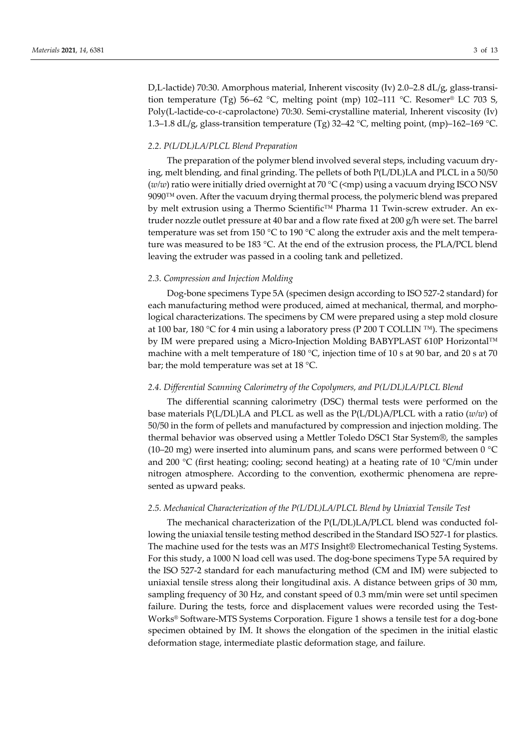D,L-lactide) 70:30. Amorphous material, Inherent viscosity (Iv) 2.0–2.8 dL/g, glass-transition temperature (Tg) 56–62 °C, melting point (mp) 102–111 °C. Resomer® LC 703 S, Poly(L-lactide-co-ε-caprolactone) 70:30. Semi-crystalline material, Inherent viscosity (Iv) 1.3–1.8 dL/g, glass-transition temperature (Tg) 32–42 °C, melting point, (mp)–162–169 °C.

### 2.2. P(L/DL)LA/PLCL Blend Preparation

The preparation of the polymer blend involved several steps, including vacuum drying, melt blending, and final grinding. The pellets of both P(L/DL)LA and PLCL in a 50/50 (*w*/*w*) ratio were initially dried overnight at 70 °C (<mp) using a vacuum drying ISCO NSV 9090™ oven. After the vacuum drying thermal process, the polymeric blend was prepared by melt extrusion using a Thermo Scientific™ Pharma 11 Twin-screw extruder. An extruder nozzle outlet pressure at 40 bar and a flow rate fixed at 200 g/h were set. The barrel temperature was set from 150 °C to 190 °C along the extruder axis and the melt temperature was measured to be 183 °C. At the end of the extrusion process, the PLA/PCL blend leaving the extruder was passed in a cooling tank and pelletized.

### 2.3. Compression and Injection Molding

Dog-bone specimens Type 5A (specimen design according to ISO 527-2 standard) for each manufacturing method were produced, aimed at mechanical, thermal, and morphological characterizations. The specimens by CM were prepared using a step mold closure at 100 bar, 180 °C for 4 min using a laboratory press (P 200 T COLLIN ™). The specimens by IM were prepared using a Micro-Injection Molding BABYPLAST 610P Horizontal™ machine with a melt temperature of 180 °C, injection time of 10 s at 90 bar, and 20 s at 70 bar; the mold temperature was set at 18 °C.

### 2.4. Differential Scanning Calorimetry of the Copolymers, and P(L/DL)LA/PLCL Blend

The differential scanning calorimetry (DSC) thermal tests were performed on the base materials P(L/DL)LA and PLCL as well as the P(L/DL)A/PLCL with a ratio (*w*/*w*) of 50/50 in the form of pellets and manufactured by compression and injection molding. The thermal behavior was observed using a Mettler Toledo DSC1 Star System®, the samples (10–20 mg) were inserted into aluminum pans, and scans were performed between 0 °C and 200 °C (first heating; cooling; second heating) at a heating rate of 10 °C/min under nitrogen atmosphere. According to the convention, exothermic phenomena are represented as upward peaks.

### 2.5. Mechanical Characterization of the P(L/DL)LA/PLCL Blend by Uniaxial Tensile Test

The mechanical characterization of the P(L/DL)LA/PLCL blend was conducted following the uniaxial tensile testing method described in the Standard ISO 527-1 for plastics. The machine used for the tests was an *MTS* Insight® Electromechanical Testing Systems. For this study, a 1000 N load cell was used. The dog-bone specimens Type 5A required by the ISO 527-2 standard for each manufacturing method (CM and IM) were subjected to uniaxial tensile stress along their longitudinal axis. A distance between grips of 30 mm, sampling frequency of 30 Hz, and constant speed of 0.3 mm/min were set until specimen failure. During the tests, force and displacement values were recorded using the Test-Works® Software-MTS Systems Corporation. Figure 1 shows a tensile test for a dog-bone specimen obtained by IM. It shows the elongation of the specimen in the initial elastic deformation stage, intermediate plastic deformation stage, and failure.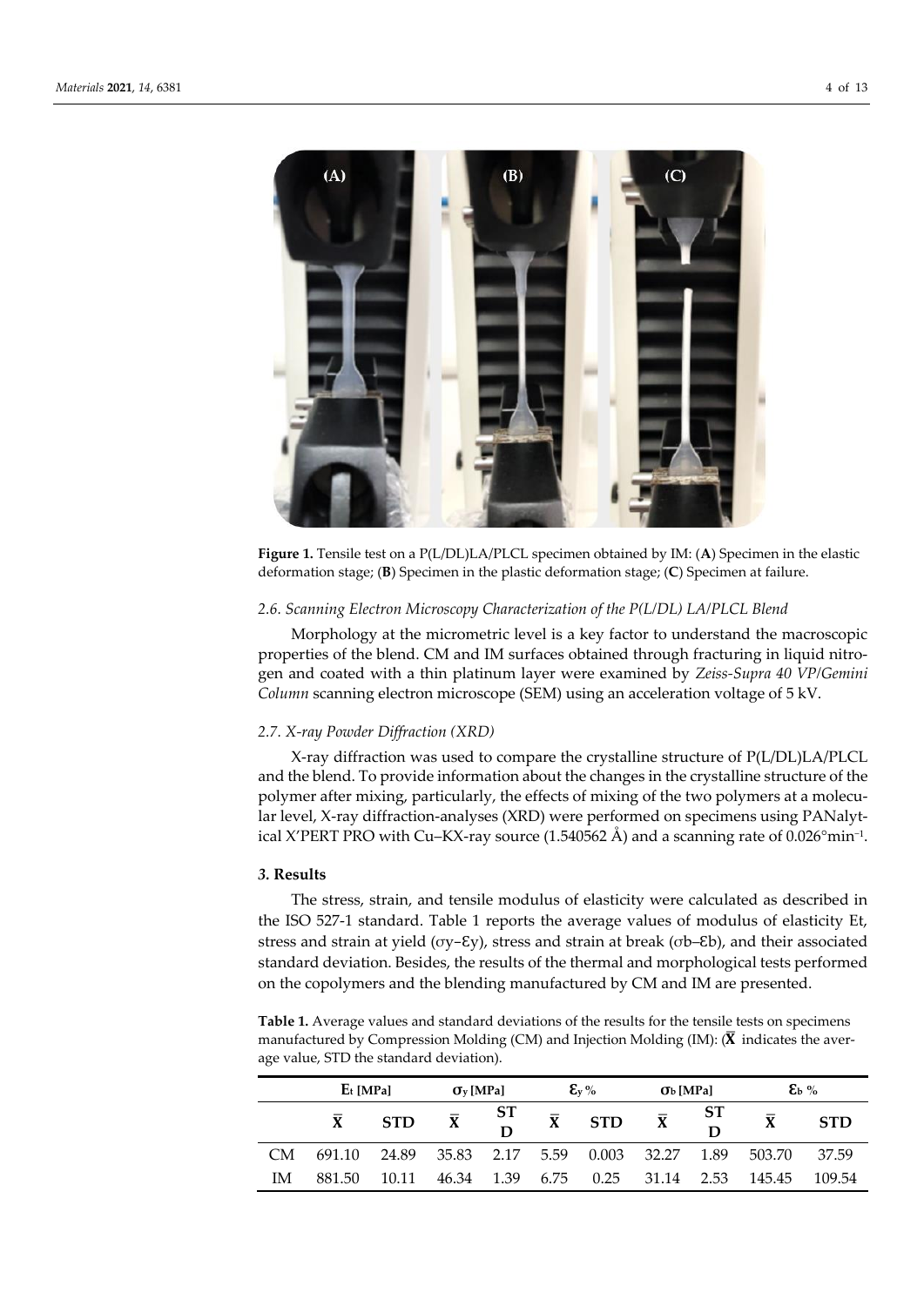**Figure 1.** Tensile test on a P(L/DL)LA/PLCL specimen obtained by IM: (**A**) Specimen in the elastic deformation stage; (**B**) Specimen in the plastic deformation stage; (**C**) Specimen at failure.

### *2.6. Scanning Electron Microscopy Characterization of the P(L/DL) LA/PLCL Blend*

Morphology at the micrometric level is a key factor to understand the macroscopic properties of the blend. CM and IM surfaces obtained through fracturing in liquid nitrogen and coated with a thin platinum layer were examined by *Zeiss-Supra 40 VP/Gemini Column* scanning electron microscope (SEM) using an acceleration voltage of 5 kV.

### *2.7. X-ray Powder Diffraction (XRD)*

X-ray diffraction was used to compare the crystalline structure of P(L/DL)LA/PLCL and the blend. To provide information about the changes in the crystalline structure of the polymer after mixing, particularly, the effects of mixing of the two polymers at a molecular level, X-ray diffraction-analyses (XRD) were performed on specimens using PANalytical X'PERT PRO with Cu–KX-ray source (1.540562 Å) and a scanning rate of 0.026°min$^{-1}$.

## 3. Results

The stress, strain, and tensile modulus of elasticity were calculated as described in the ISO 527-1 standard. Table 1 reports the average values of modulus of elasticity Et, stress and strain at yield ($\sigma_y$–$\varepsilon_y$), stress and strain at break ($\sigma_b$–$\varepsilon_b$), and their associated standard deviation. Besides, the results of the thermal and morphological tests performed on the copolymers and the blending manufactured by CM and IM are presented.

**Table 1.** Average values and standard deviations of the results for the tensile tests on specimens manufactured by Compression Molding (CM) and Injection Molding (IM): ($\bar{X}$ indicates the average value, STD the standard deviation).

| | $E_t$ [MPa] | | $\sigma_y$ [MPa] | | $\varepsilon_y$ % | | $\sigma_b$ [MPa] | | $\varepsilon_b$ % | |
|---|---|---|---|---|---|---|---|---|---|---|
| | $\bar{X}$ | STD | $\bar{X}$ | STD | $\bar{X}$ | STD | $\bar{X}$ | STD | $\bar{X}$ | STD |
| CM | 691.10 | 24.89 | 35.83 | 2.17 | 5.59 | 0.003 | 32.27 | 1.89 | 503.70 | 37.59 |
| IM | 881.50 | 10.11 | 46.34 | 1.39 | 6.75 | 0.25 | 31.14 | 2.53 | 145.45 | 109.54 |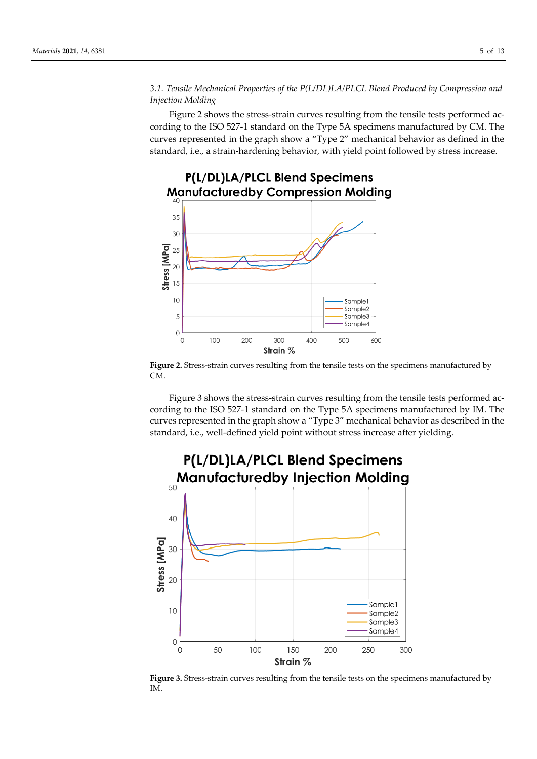### 3.1. Tensile Mechanical Properties of the P(L/DL)LA/PLCL Blend Produced by Compression and Injection Molding

Figure 2 shows the stress-strain curves resulting from the tensile tests performed according to the ISO 527-1 standard on the Type 5A specimens manufactured by CM. The curves represented in the graph show a "Type 2" mechanical behavior as defined in the standard, i.e., a strain-hardening behavior, with yield point followed by stress increase.

**Figure 2.** Stress-strain curves resulting from the tensile tests on the specimens manufactured by CM.

Figure 3 shows the stress-strain curves resulting from the tensile tests performed according to the ISO 527-1 standard on the Type 5A specimens manufactured by IM. The curves represented in the graph show a "Type 3" mechanical behavior as described in the standard, i.e., well-defined yield point without stress increase after yielding.

**Figure 3.** Stress-strain curves resulting from the tensile tests on the specimens manufactured by IM.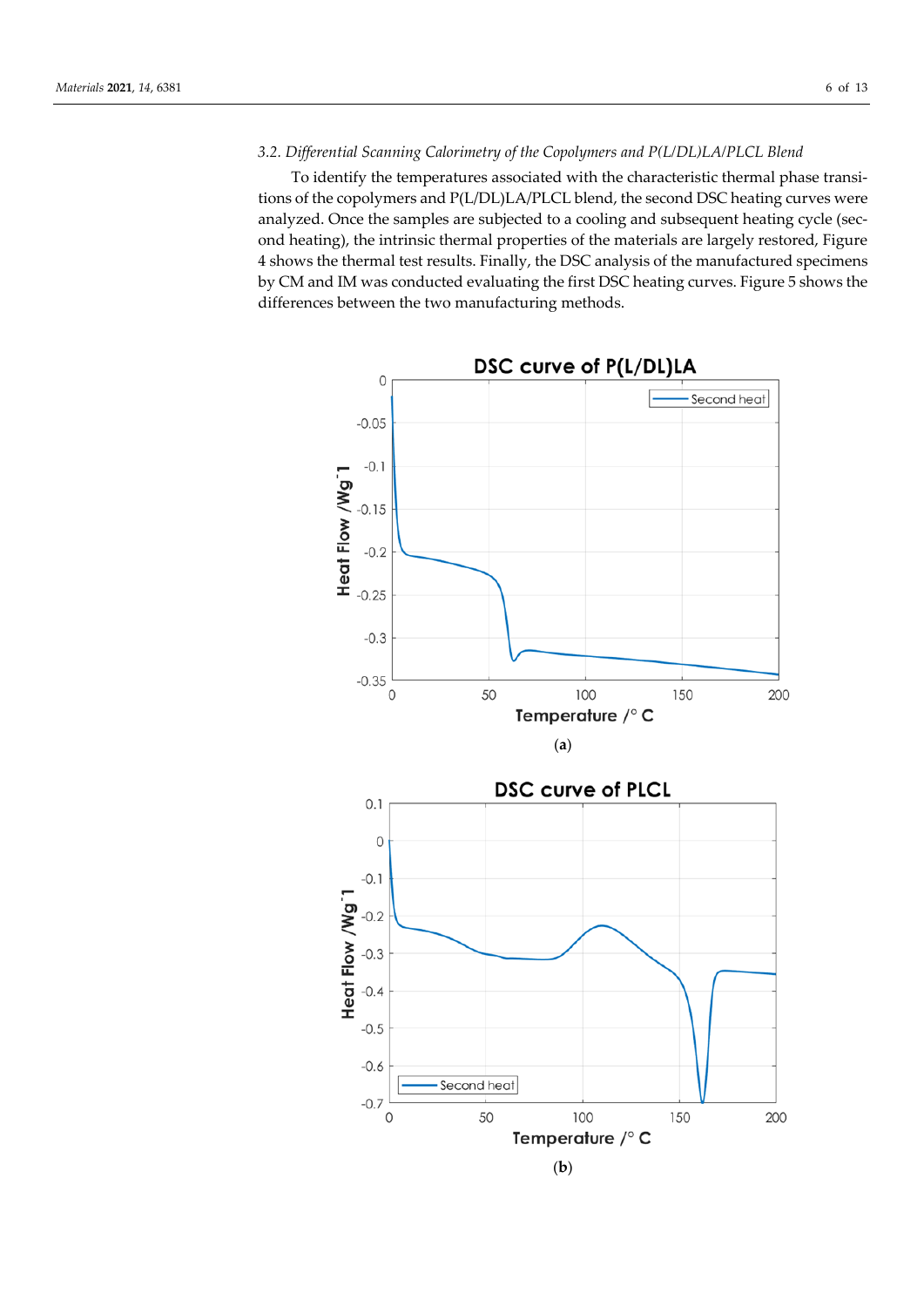### 3.2. Differential Scanning Calorimetry of the Copolymers and P(L/DL)LA/PLCL Blend

To identify the temperatures associated with the characteristic thermal phase transitions of the copolymers and P(L/DL)LA/PLCL blend, the second DSC heating curves were analyzed. Once the samples are subjected to a cooling and subsequent heating cycle (second heating), the intrinsic thermal properties of the materials are largely restored, Figure 4 shows the thermal test results. Finally, the DSC analysis of the manufactured specimens by CM and IM was conducted evaluating the first DSC heating curves. Figure 5 shows the differences between the two manufacturing methods.

(**a**)

(**b**)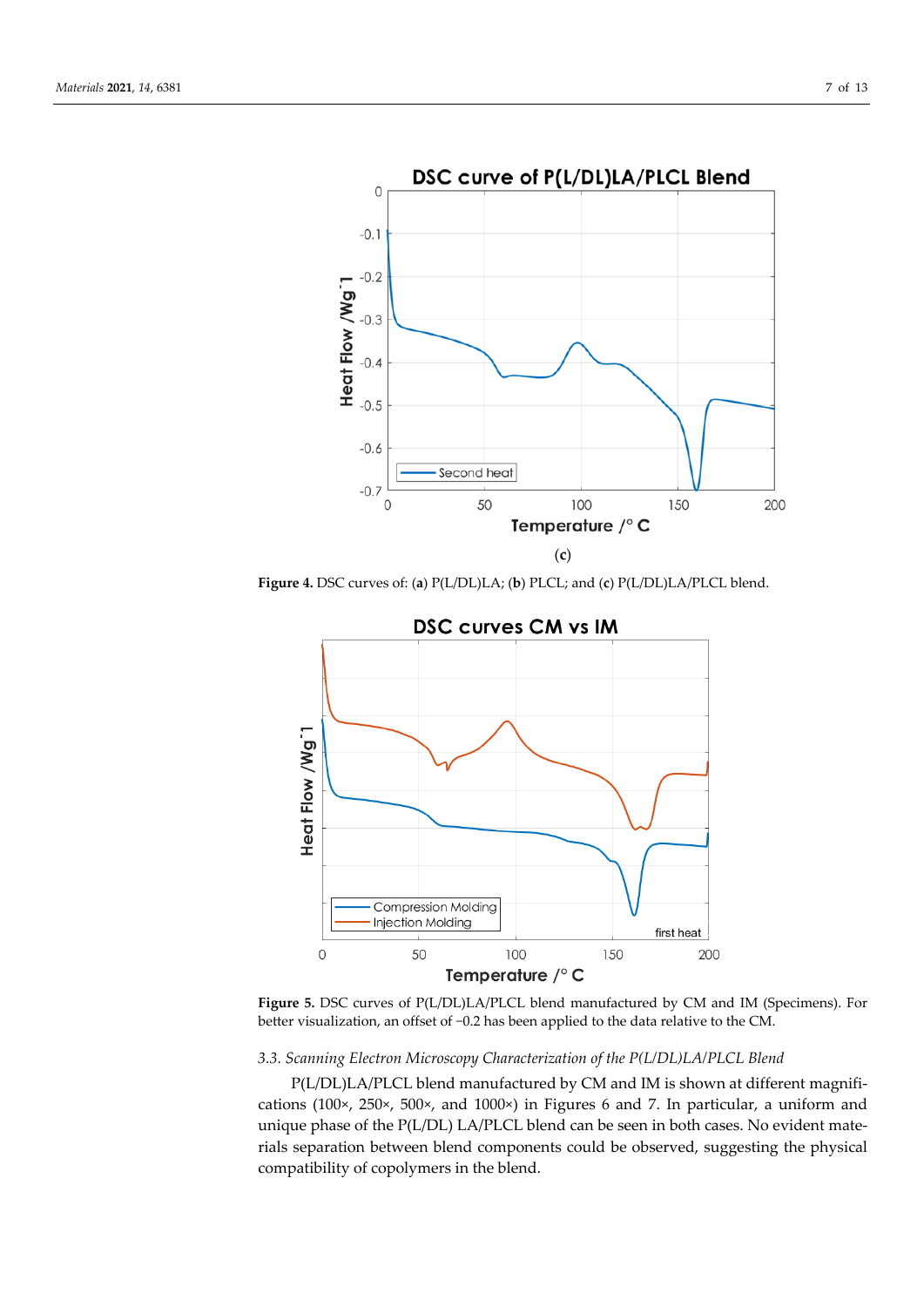(c)

Figure 4. DSC curves of: (a) P(L/DL)LA; (b) PLCL; and (c) P(L/DL)LA/PLCL blend.

Figure 5. DSC curves of P(L/DL)LA/PLCL blend manufactured by CM and IM (Specimens). For better visualization, an offset of −0.2 has been applied to the data relative to the CM.

### 3.3. Scanning Electron Microscopy Characterization of the P(L/DL)LA/PLCL Blend

P(L/DL)LA/PLCL blend manufactured by CM and IM is shown at different magnifications (100×, 250×, 500×, and 1000×) in Figures 6 and 7. In particular, a uniform and unique phase of the P(L/DL) LA/PLCL blend can be seen in both cases. No evident materials separation between blend components could be observed, suggesting the physical compatibility of copolymers in the blend.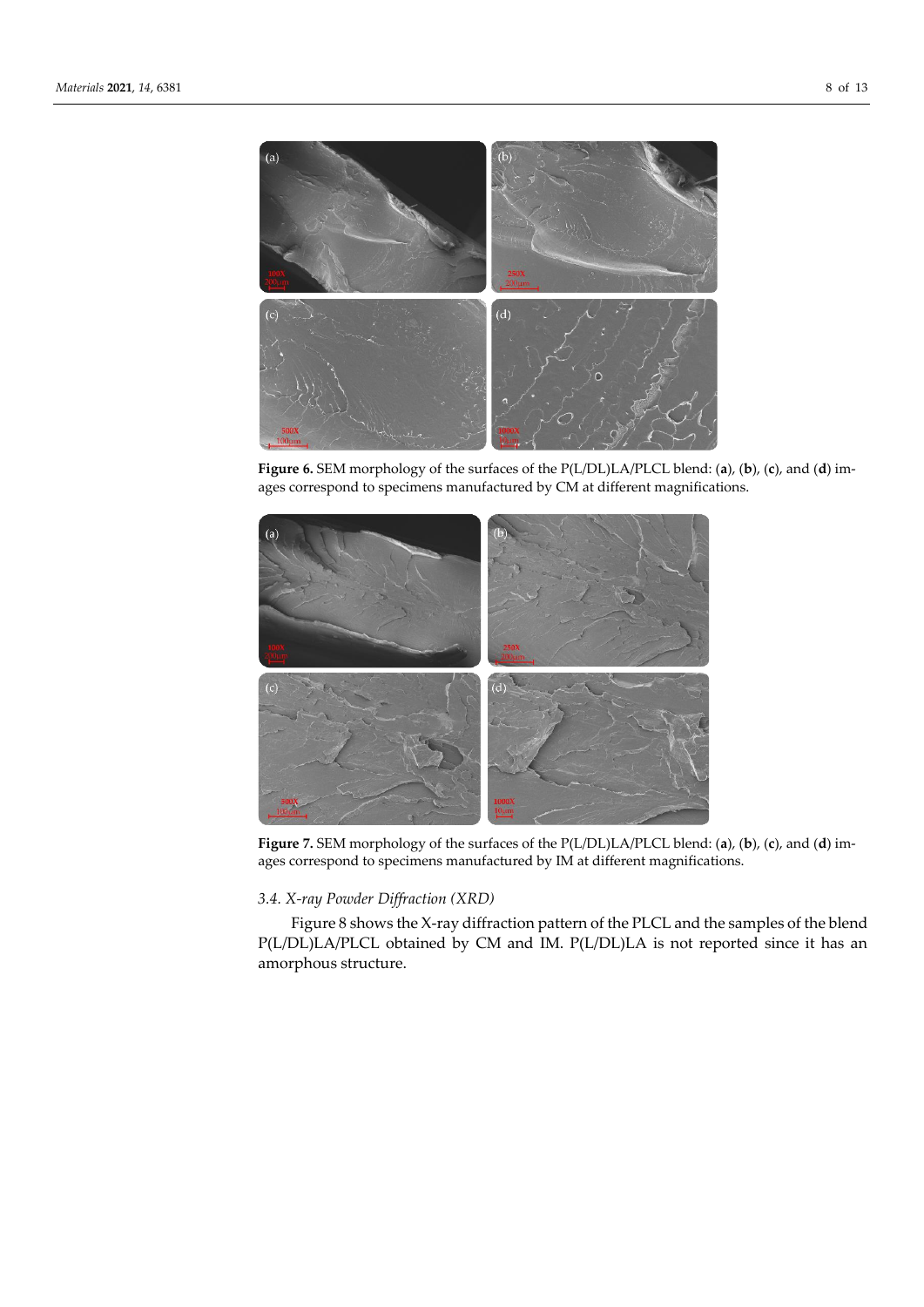**Figure 6.** SEM morphology of the surfaces of the P(L/DL)LA/PLCL blend: (**a**), (**b**), (**c**), and (**d**) images correspond to specimens manufactured by CM at different magnifications.

**Figure 7.** SEM morphology of the surfaces of the P(L/DL)LA/PLCL blend: (**a**), (**b**), (**c**), and (**d**) images correspond to specimens manufactured by IM at different magnifications.

### *3.4. X-ray Powder Diffraction (XRD)*

Figure 8 shows the X-ray diffraction pattern of the PLCL and the samples of the blend P(L/DL)LA/PLCL obtained by CM and IM. P(L/DL)LA is not reported since it has an amorphous structure.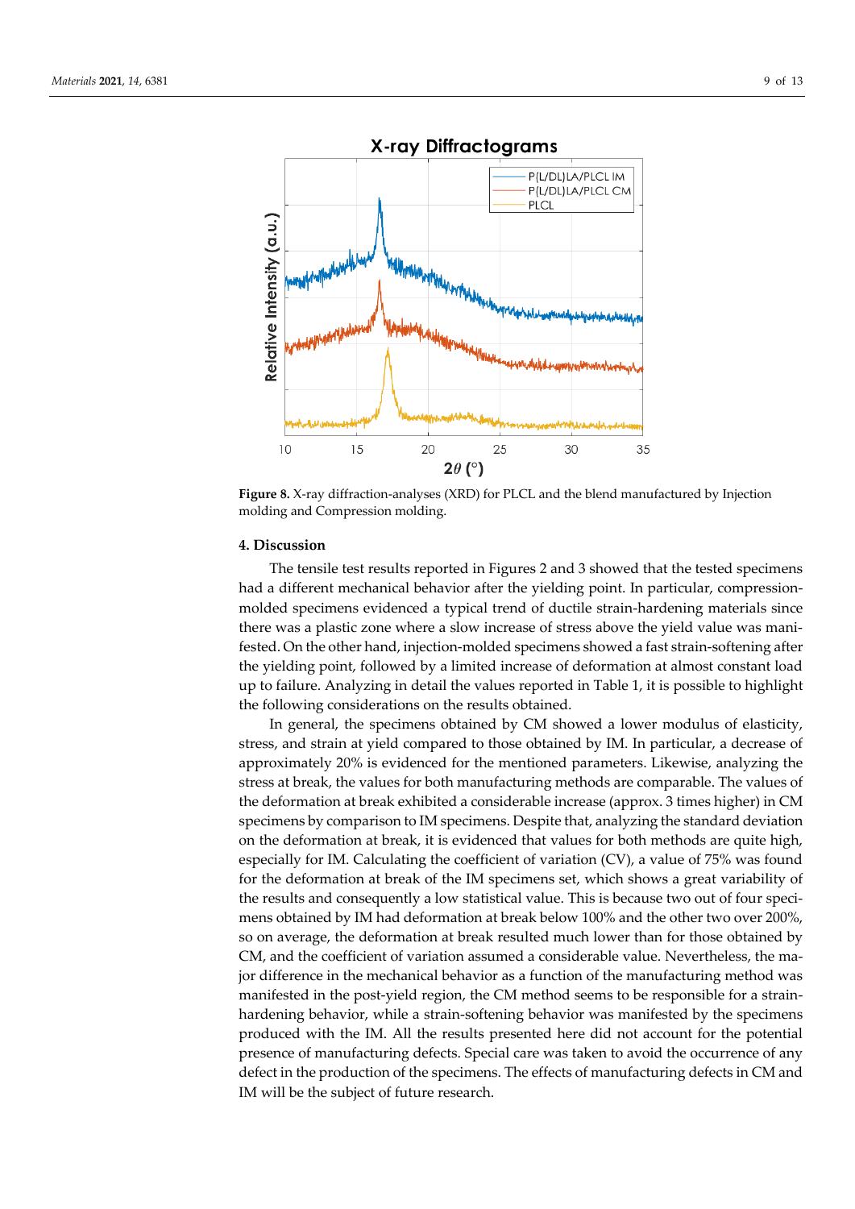Figure 8. X-ray diffraction-analyses (XRD) for PLCL and the blend manufactured by Injection molding and Compression molding.

## 4. Discussion

The tensile test results reported in Figures 2 and 3 showed that the tested specimens had a different mechanical behavior after the yielding point. In particular, compression-molded specimens evidenced a typical trend of ductile strain-hardening materials since there was a plastic zone where a slow increase of stress above the yield value was manifested. On the other hand, injection-molded specimens showed a fast strain-softening after the yielding point, followed by a limited increase of deformation at almost constant load up to failure. Analyzing in detail the values reported in Table 1, it is possible to highlight the following considerations on the results obtained.

In general, the specimens obtained by CM showed a lower modulus of elasticity, stress, and strain at yield compared to those obtained by IM. In particular, a decrease of approximately 20% is evidenced for the mentioned parameters. Likewise, analyzing the stress at break, the values for both manufacturing methods are comparable. The values of the deformation at break exhibited a considerable increase (approx. 3 times higher) in CM specimens by comparison to IM specimens. Despite that, analyzing the standard deviation on the deformation at break, it is evidenced that values for both methods are quite high, especially for IM. Calculating the coefficient of variation (CV), a value of 75% was found for the deformation at break of the IM specimens set, which shows a great variability of the results and consequently a low statistical value. This is because two out of four specimens obtained by IM had deformation at break below 100% and the other two over 200%, so on average, the deformation at break resulted much lower than for those obtained by CM, and the coefficient of variation assumed a considerable value. Nevertheless, the major difference in the mechanical behavior as a function of the manufacturing method was manifested in the post-yield region, the CM method seems to be responsible for a strain-hardening behavior, while a strain-softening behavior was manifested by the specimens produced with the IM. All the results presented here did not account for the potential presence of manufacturing defects. Special care was taken to avoid the occurrence of any defect in the production of the specimens. The effects of manufacturing defects in CM and IM will be the subject of future research.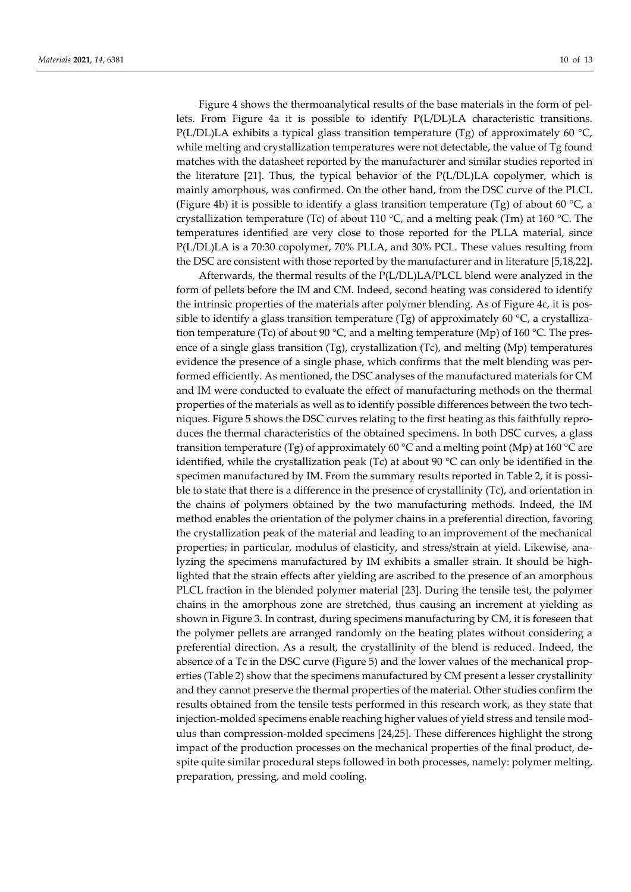Figure 4 shows the thermoanalytical results of the base materials in the form of pellets. From Figure 4a it is possible to identify P(L/DL)LA characteristic transitions. P(L/DL)LA exhibits a typical glass transition temperature (Tg) of approximately 60 °C, while melting and crystallization temperatures were not detectable, the value of Tg found matches with the datasheet reported by the manufacturer and similar studies reported in the literature [21]. Thus, the typical behavior of the P(L/DL)LA copolymer, which is mainly amorphous, was confirmed. On the other hand, from the DSC curve of the PLCL (Figure 4b) it is possible to identify a glass transition temperature (Tg) of about 60 °C, a crystallization temperature (Tc) of about 110 °C, and a melting peak (Tm) at 160 °C. The temperatures identified are very close to those reported for the PLLA material, since P(L/DL)LA is a 70:30 copolymer, 70% PLLA, and 30% PCL. These values resulting from the DSC are consistent with those reported by the manufacturer and in literature [5,18,22].

Afterwards, the thermal results of the P(L/DL)LA/PLCL blend were analyzed in the form of pellets before the IM and CM. Indeed, second heating was considered to identify the intrinsic properties of the materials after polymer blending. As of Figure 4c, it is possible to identify a glass transition temperature (Tg) of approximately 60 °C, a crystallization temperature (Tc) of about 90 °C, and a melting temperature (Mp) of 160 °C. The presence of a single glass transition (Tg), crystallization (Tc), and melting (Mp) temperatures evidence the presence of a single phase, which confirms that the melt blending was performed efficiently. As mentioned, the DSC analyses of the manufactured materials for CM and IM were conducted to evaluate the effect of manufacturing methods on the thermal properties of the materials as well as to identify possible differences between the two techniques. Figure 5 shows the DSC curves relating to the first heating as this faithfully reproduces the thermal characteristics of the obtained specimens. In both DSC curves, a glass transition temperature (Tg) of approximately 60 °C and a melting point (Mp) at 160 °C are identified, while the crystallization peak (Tc) at about 90 °C can only be identified in the specimen manufactured by IM. From the summary results reported in Table 2, it is possible to state that there is a difference in the presence of crystallinity (Tc), and orientation in the chains of polymers obtained by the two manufacturing methods. Indeed, the IM method enables the orientation of the polymer chains in a preferential direction, favoring the crystallization peak of the material and leading to an improvement of the mechanical properties; in particular, modulus of elasticity, and stress/strain at yield. Likewise, analyzing the specimens manufactured by IM exhibits a smaller strain. It should be highlighted that the strain effects after yielding are ascribed to the presence of an amorphous PLCL fraction in the blended polymer material [23]. During the tensile test, the polymer chains in the amorphous zone are stretched, thus causing an increment at yielding as shown in Figure 3. In contrast, during specimens manufacturing by CM, it is foreseen that the polymer pellets are arranged randomly on the heating plates without considering a preferential direction. As a result, the crystallinity of the blend is reduced. Indeed, the absence of a Tc in the DSC curve (Figure 5) and the lower values of the mechanical properties (Table 2) show that the specimens manufactured by CM present a lesser crystallinity and they cannot preserve the thermal properties of the material. Other studies confirm the results obtained from the tensile tests performed in this research work, as they state that injection-molded specimens enable reaching higher values of yield stress and tensile modulus than compression-molded specimens [24,25]. These differences highlight the strong impact of the production processes on the mechanical properties of the final product, despite quite similar procedural steps followed in both processes, namely: polymer melting, preparation, pressing, and mold cooling.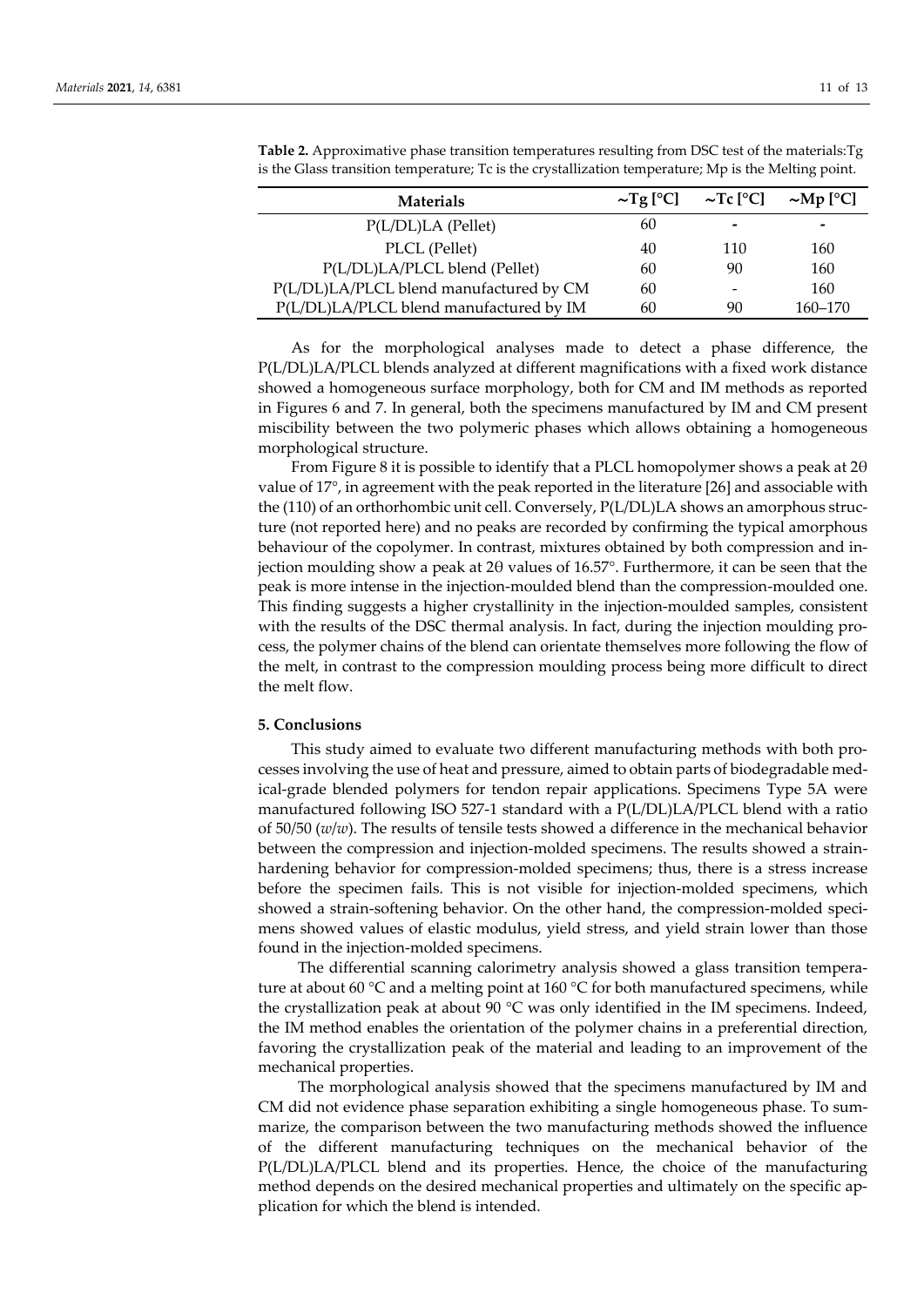**Table 2.** Approximative phase transition temperatures resulting from DSC test of the materials:Tg is the Glass transition temperature; Tc is the crystallization temperature; Mp is the Melting point.

| Materials | ~Tg [°C] | ~Tc [°C] | ~Mp [°C] |
|---|---|---|---|
| P(L/DL)LA (Pellet) | 60 | - | - |
| PLCL (Pellet) | 40 | 110 | 160 |
| P(L/DL)LA/PLCL blend (Pellet) | 60 | 90 | 160 |
| P(L/DL)LA/PLCL blend manufactured by CM | 60 | - | 160 |
| P(L/DL)LA/PLCL blend manufactured by IM | 60 | 90 | 160–170 |

As for the morphological analyses made to detect a phase difference, the P(L/DL)LA/PLCL blends analyzed at different magnifications with a fixed work distance showed a homogeneous surface morphology, both for CM and IM methods as reported in Figures 6 and 7. In general, both the specimens manufactured by IM and CM present miscibility between the two polymeric phases which allows obtaining a homogeneous morphological structure.

From Figure 8 it is possible to identify that a PLCL homopolymer shows a peak at 2θ value of 17°, in agreement with the peak reported in the literature [26] and associable with the (110) of an orthorhombic unit cell. Conversely, P(L/DL)LA shows an amorphous structure (not reported here) and no peaks are recorded by confirming the typical amorphous behaviour of the copolymer. In contrast, mixtures obtained by both compression and injection moulding show a peak at 2θ values of 16.57°. Furthermore, it can be seen that the peak is more intense in the injection-moulded blend than the compression-moulded one. This finding suggests a higher crystallinity in the injection-moulded samples, consistent with the results of the DSC thermal analysis. In fact, during the injection moulding process, the polymer chains of the blend can orientate themselves more following the flow of the melt, in contrast to the compression moulding process being more difficult to direct the melt flow.

## 5. Conclusions

This study aimed to evaluate two different manufacturing methods with both processes involving the use of heat and pressure, aimed to obtain parts of biodegradable medical-grade blended polymers for tendon repair applications. Specimens Type 5A were manufactured following ISO 527-1 standard with a P(L/DL)LA/PLCL blend with a ratio of 50/50 (*w/w*). The results of tensile tests showed a difference in the mechanical behavior between the compression and injection-molded specimens. The results showed a strain-hardening behavior for compression-molded specimens; thus, there is a stress increase before the specimen fails. This is not visible for injection-molded specimens, which showed a strain-softening behavior. On the other hand, the compression-molded specimens showed values of elastic modulus, yield stress, and yield strain lower than those found in the injection-molded specimens.

The differential scanning calorimetry analysis showed a glass transition temperature at about 60 °C and a melting point at 160 °C for both manufactured specimens, while the crystallization peak at about 90 °C was only identified in the IM specimens. Indeed, the IM method enables the orientation of the polymer chains in a preferential direction, favoring the crystallization peak of the material and leading to an improvement of the mechanical properties.

The morphological analysis showed that the specimens manufactured by IM and CM did not evidence phase separation exhibiting a single homogeneous phase. To summarize, the comparison between the two manufacturing methods showed the influence of the different manufacturing techniques on the mechanical behavior of the P(L/DL)LA/PLCL blend and its properties. Hence, the choice of the manufacturing method depends on the desired mechanical properties and ultimately on the specific application for which the blend is intended.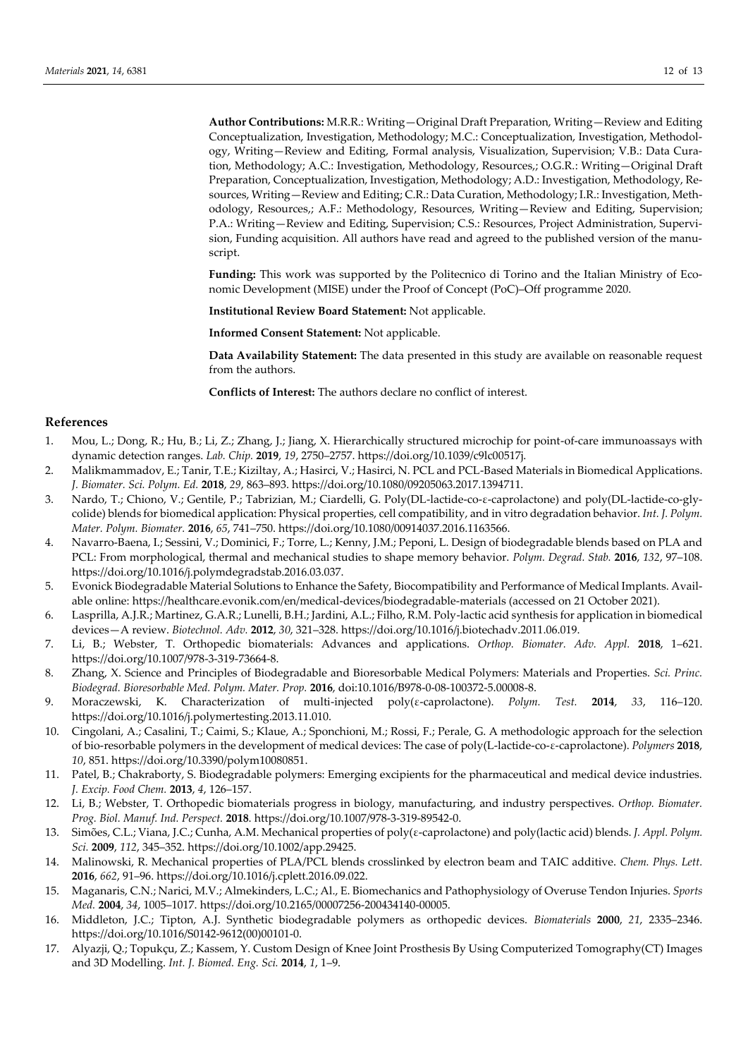**Author Contributions:** M.R.R.: Writing—Original Draft Preparation, Writing—Review and Editing Conceptualization, Investigation, Methodology; M.C.: Conceptualization, Investigation, Methodology, Writing—Review and Editing, Formal analysis, Visualization, Supervision; V.B.: Data Curation, Methodology; A.C.: Investigation, Methodology, Resources,; O.G.R.: Writing—Original Draft Preparation, Conceptualization, Investigation, Methodology; A.D.: Investigation, Methodology, Resources, Writing—Review and Editing; C.R.: Data Curation, Methodology; I.R.: Investigation, Methodology, Resources,; A.F.: Methodology, Resources, Writing—Review and Editing, Supervision; P.A.: Writing—Review and Editing, Supervision; C.S.: Resources, Project Administration, Supervision, Funding acquisition. All authors have read and agreed to the published version of the manuscript.

**Funding:** This work was supported by the Politecnico di Torino and the Italian Ministry of Economic Development (MISE) under the Proof of Concept (PoC)–Off programme 2020.

**Institutional Review Board Statement:** Not applicable.

**Informed Consent Statement:** Not applicable.

**Data Availability Statement:** The data presented in this study are available on reasonable request from the authors.

**Conflicts of Interest:** The authors declare no conflict of interest.

## References

1. Mou, L.; Dong, R.; Hu, B.; Li, Z.; Zhang, J.; Jiang, X. Hierarchically structured microchip for point-of-care immunoassays with dynamic detection ranges. *Lab. Chip.* **2019**, *19*, 2750–2757. https://doi.org/10.1039/c9lc00517j.
2. Malikmammadov, E.; Tanir, T.E.; Kiziltay, A.; Hasirci, V.; Hasirci, N. PCL and PCL-Based Materials in Biomedical Applications. *J. Biomater. Sci. Polym. Ed.* **2018**, *29*, 863–893. https://doi.org/10.1080/09205063.2017.1394711.
3. Nardo, T.; Chiono, V.; Gentile, P.; Tabrizian, M.; Ciardelli, G. Poly(DL-lactide-co-ε-caprolactone) and poly(DL-lactide-co-glycolide) blends for biomedical application: Physical properties, cell compatibility, and in vitro degradation behavior. *Int. J. Polym. Mater. Polym. Biomater.* **2016**, *65*, 741–750. https://doi.org/10.1080/00914037.2016.1163566.
4. Navarro-Baena, I.; Sessini, V.; Dominici, F.; Torre, L.; Kenny, J.M.; Peponi, L. Design of biodegradable blends based on PLA and PCL: From morphological, thermal and mechanical studies to shape memory behavior. *Polym. Degrad. Stab.* **2016**, *132*, 97–108. https://doi.org/10.1016/j.polymdegradstab.2016.03.037.
5. Evonick Biodegradable Material Solutions to Enhance the Safety, Biocompatibility and Performance of Medical Implants. Available online: https://healthcare.evonik.com/en/medical-devices/biodegradable-materials (accessed on 21 October 2021).
6. Lasprilla, A.J.R.; Martinez, G.A.R.; Lunelli, B.H.; Jardini, A.L.; Filho, R.M. Poly-lactic acid synthesis for application in biomedical devices—A review. *Biotechnol. Adv.* **2012**, *30*, 321–328. https://doi.org/10.1016/j.biotechadv.2011.06.019.
7. Li, B.; Webster, T. Orthopedic biomaterials: Advances and applications. *Orthop. Biomater. Adv. Appl.* **2018**, 1–621. https://doi.org/10.1007/978-3-319-73664-8.
8. Zhang, X. Science and Principles of Biodegradable and Bioresorbable Medical Polymers: Materials and Properties. *Sci. Princ. Biodegrad. Bioresorbable Med. Polym. Mater. Prop.* **2016**, doi:10.1016/B978-0-08-100372-5.00008-8.
9. Moraczewski, K. Characterization of multi-injected poly(ε-caprolactone). *Polym. Test.* **2014**, *33*, 116–120. https://doi.org/10.1016/j.polymertesting.2013.11.010.
10. Cingolani, A.; Casalini, T.; Caimi, S.; Klaue, A.; Sponchioni, M.; Rossi, F.; Perale, G. A methodologic approach for the selection of bio-resorbable polymers in the development of medical devices: The case of poly(L-lactide-co-ε-caprolactone). *Polymers* **2018**, *10*, 851. https://doi.org/10.3390/polym10080851.
11. Patel, B.; Chakraborty, S. Biodegradable polymers: Emerging excipients for the pharmaceutical and medical device industries. *J. Excip. Food Chem.* **2013**, *4*, 126–157.
12. Li, B.; Webster, T. Orthopedic biomaterials progress in biology, manufacturing, and industry perspectives. *Orthop. Biomater. Prog. Biol. Manuf. Ind. Perspect.* **2018**. https://doi.org/10.1007/978-3-319-89542-0.
13. Simões, C.L.; Viana, J.C.; Cunha, A.M. Mechanical properties of poly(ε-caprolactone) and poly(lactic acid) blends. *J. Appl. Polym. Sci.* **2009**, *112*, 345–352. https://doi.org/10.1002/app.29425.
14. Malinowski, R. Mechanical properties of PLA/PCL blends crosslinked by electron beam and TAIC additive. *Chem. Phys. Lett.* **2016**, *662*, 91–96. https://doi.org/10.1016/j.cplett.2016.09.022.
15. Maganaris, C.N.; Narici, M.V.; Almekinders, L.C.; Al., E. Biomechanics and Pathophysiology of Overuse Tendon Injuries. *Sports Med.* **2004**, *34*, 1005–1017. https://doi.org/10.2165/00007256-200434140-00005.
16. Middleton, J.C.; Tipton, A.J. Synthetic biodegradable polymers as orthopedic devices. *Biomaterials* **2000**, *21*, 2335–2346. https://doi.org/10.1016/S0142-9612(00)00101-0.
17. Alyazji, Q.; Topukçu, Z.; Kassem, Y. Custom Design of Knee Joint Prosthesis By Using Computerized Tomography(CT) Images and 3D Modelling. *Int. J. Biomed. Eng. Sci.* **2014**, *1*, 1–9.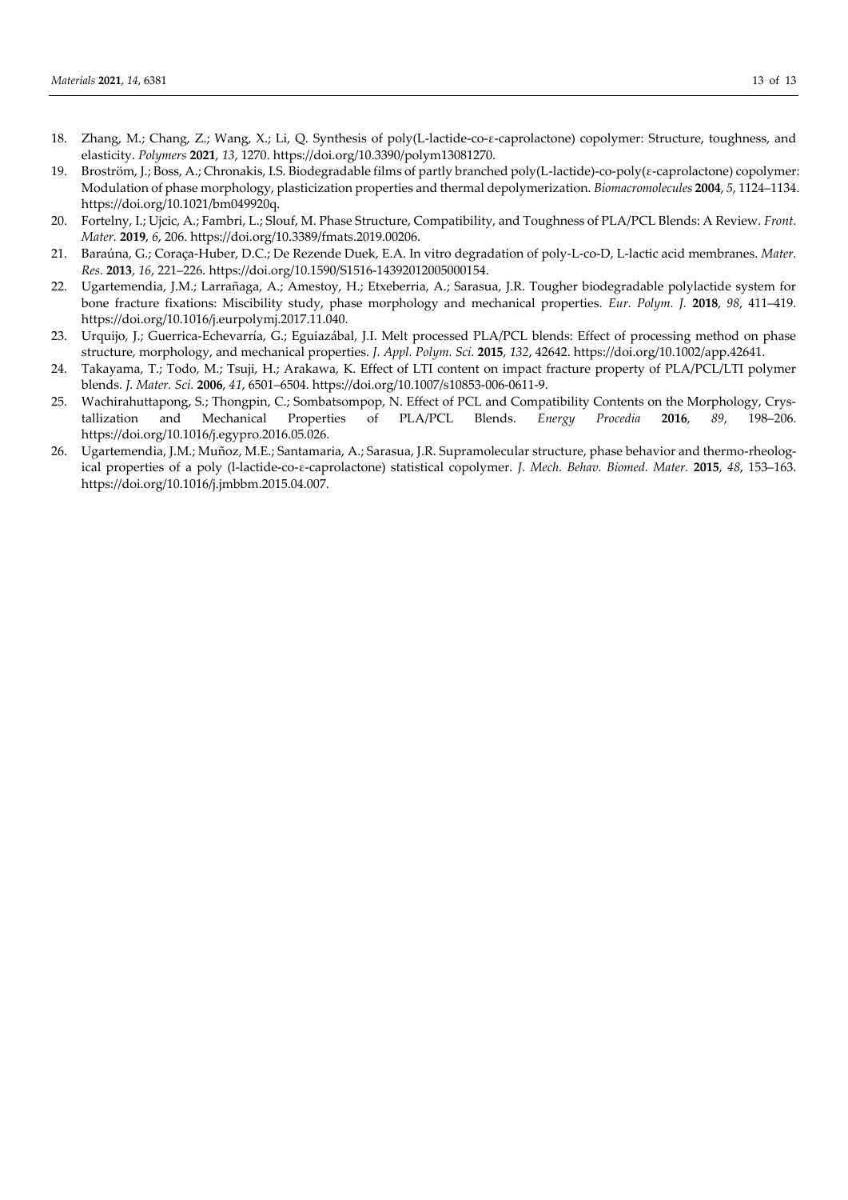18. Zhang, M.; Chang, Z.; Wang, X.; Li, Q. Synthesis of poly(L-lactide-co-ε-caprolactone) copolymer: Structure, toughness, and elasticity. *Polymers* **2021**, *13*, 1270. https://doi.org/10.3390/polym13081270.
19. Broström, J.; Boss, A.; Chronakis, I.S. Biodegradable films of partly branched poly(L-lactide)-co-poly(ε-caprolactone) copolymer: Modulation of phase morphology, plasticization properties and thermal depolymerization. *Biomacromolecules* **2004**, *5*, 1124–1134. https://doi.org/10.1021/bm049920q.
20. Fortelny, I.; Ujcic, A.; Fambri, L.; Slouf, M. Phase Structure, Compatibility, and Toughness of PLA/PCL Blends: A Review. *Front. Mater.* **2019**, *6*, 206. https://doi.org/10.3389/fmats.2019.00206.
21. Baraúna, G.; Coraça-Huber, D.C.; De Rezende Duek, E.A. In vitro degradation of poly-L-co-D, L-lactic acid membranes. *Mater. Res.* **2013**, *16*, 221–226. https://doi.org/10.1590/S1516-14392012005000154.
22. Ugartemendia, J.M.; Larrañaga, A.; Amestoy, H.; Etxeberria, A.; Sarasua, J.R. Tougher biodegradable polylactide system for bone fracture fixations: Miscibility study, phase morphology and mechanical properties. *Eur. Polym. J.* **2018**, *98*, 411–419. https://doi.org/10.1016/j.eurpolymj.2017.11.040.
23. Urquijo, J.; Guerrica-Echevarría, G.; Eguiazábal, J.I. Melt processed PLA/PCL blends: Effect of processing method on phase structure, morphology, and mechanical properties. *J. Appl. Polym. Sci.* **2015**, *132*, 42642. https://doi.org/10.1002/app.42641.
24. Takayama, T.; Todo, M.; Tsuji, H.; Arakawa, K. Effect of LTI content on impact fracture property of PLA/PCL/LTI polymer blends. *J. Mater. Sci.* **2006**, *41*, 6501–6504. https://doi.org/10.1007/s10853-006-0611-9.
25. Wachirahuttapong, S.; Thongpin, C.; Sombatsompop, N. Effect of PCL and Compatibility Contents on the Morphology, Crystallization and Mechanical Properties of PLA/PCL Blends. *Energy Procedia* **2016**, *89*, 198–206. https://doi.org/10.1016/j.egypro.2016.05.026.
26. Ugartemendia, J.M.; Muñoz, M.E.; Santamaria, A.; Sarasua, J.R. Supramolecular structure, phase behavior and thermo-rheological properties of a poly (l-lactide-co-ε-caprolactone) statistical copolymer. *J. Mech. Behav. Biomed. Mater.* **2015**, *48*, 153–163. https://doi.org/10.1016/j.jmbbm.2015.04.007.